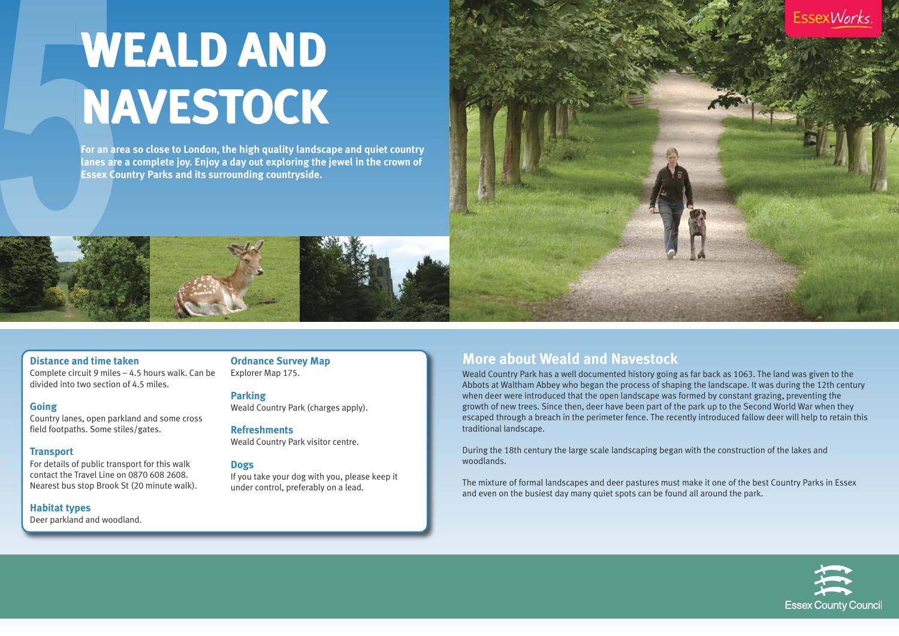# WEALD AND NAVESTOCK

**For an area so close to London, the high quality landscape and quiet country lanes are a complete joy. Enjoy a day out exploring the jewel in the crown of Essex Country Parks and its surrounding countryside.**

### Distance and time taken
Complete circuit 9 miles – 4.5 hours walk. Can be divided into two section of 4.5 miles.

### Going
Country lanes, open parkland and some cross field footpaths. Some stiles/gates.

### Transport
For details of public transport for this walk contact the Travel Line on 0870 608 2608. Nearest bus stop Brook St (20 minute walk).

### Habitat types
Deer parkland and woodland.

### Ordnance Survey Map
Explorer Map 175.

### Parking
Weald Country Park (charges apply).

### Refreshments
Weald Country Park visitor centre.

### Dogs
If you take your dog with you, please keep it under control, preferably on a lead.

## More about Weald and Navestock

Weald Country Park has a well documented history going as far back as 1063. The land was given to the Abbots at Waltham Abbey who began the process of shaping the landscape. It was during the 12th century when deer were introduced that the open landscape was formed by constant grazing, preventing the growth of new trees. Since then, deer have been part of the park up to the Second World War when they escaped through a breach in the perimeter fence. The recently introduced fallow deer will help to retain this traditional landscape.

During the 18th century the large scale landscaping began with the construction of the lakes and woodlands.

The mixture of formal landscapes and deer pastures must make it one of the best Country Parks in Essex and even on the busiest day many quiet spots can be found all around the park.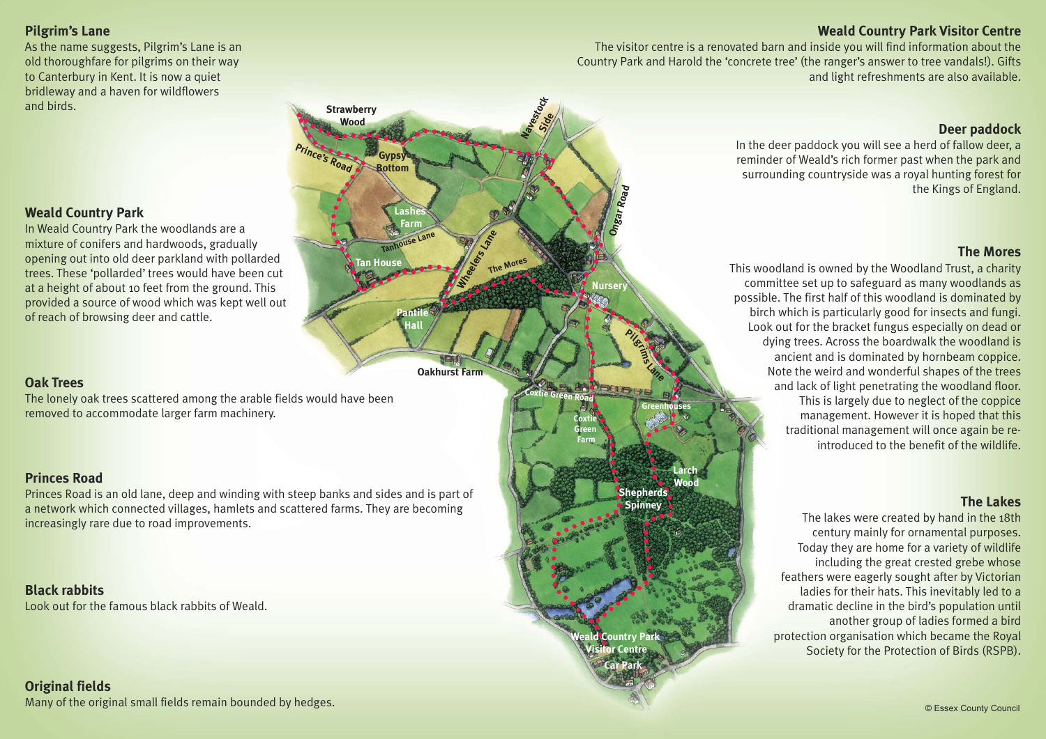## Pilgrim's Lane

As the name suggests, Pilgrim's Lane is an old thoroughfare for pilgrims on their way to Canterbury in Kent. It is now a quiet bridleway and a haven for wildflowers and birds.

## Weald Country Park

In Weald Country Park the woodlands are a mixture of conifers and hardwoods, gradually opening out into old deer parkland with pollarded trees. These 'pollarded' trees would have been cut at a height of about 10 feet from the ground. This provided a source of wood which was kept well out of reach of browsing deer and cattle.

## Oak Trees

The lonely oak trees scattered among the arable fields would have been removed to accommodate larger farm machinery.

## Princes Road

Princes Road is an old lane, deep and winding with steep banks and sides and is part of a network which connected villages, hamlets and scattered farms. They are becoming increasingly rare due to road improvements.

## Black rabbits

Look out for the famous black rabbits of Weald.

## Original fields

Many of the original small fields remain bounded by hedges.

Strawberry Wood
Prince's Road
Gypsy Bottom
Navestock Side
Lashes Farm
Tanhouse Lane
Tan House
Wheelers Lane
The Mores
Ongar Road
Nursery
Pantile Hall
Oakhurst Farm
Pilgrims Lane
Coxtie Green Road
Greenhouses
Coxtie Green Farm
Larch Wood
Shepherds Spinney
Weald Country Park Visitor Centre
Car Park

## Weald Country Park Visitor Centre

The visitor centre is a renovated barn and inside you will find information about the Country Park and Harold the 'concrete tree' (the ranger's answer to tree vandals!). Gifts and light refreshments are also available.

## Deer paddock

In the deer paddock you will see a herd of fallow deer, a reminder of Weald's rich former past when the park and surrounding countryside was a royal hunting forest for the Kings of England.

## The Mores

This woodland is owned by the Woodland Trust, a charity committee set up to safeguard as many woodlands as possible. The first half of this woodland is dominated by birch which is particularly good for insects and fungi. Look out for the bracket fungus especially on dead or dying trees. Across the boardwalk the woodland is ancient and is dominated by hornbeam coppice. Note the weird and wonderful shapes of the trees and lack of light penetrating the woodland floor. This is largely due to neglect of the coppice management. However it is hoped that this traditional management will once again be re-introduced to the benefit of the wildlife.

## The Lakes

The lakes were created by hand in the 18th century mainly for ornamental purposes. Today they are home for a variety of wildlife including the great crested grebe whose feathers were eagerly sought after by Victorian ladies for their hats. This inevitably led to a dramatic decline in the bird's population until another group of ladies formed a bird protection organisation which became the Royal Society for the Protection of Birds (RSPB).

© Essex County Council